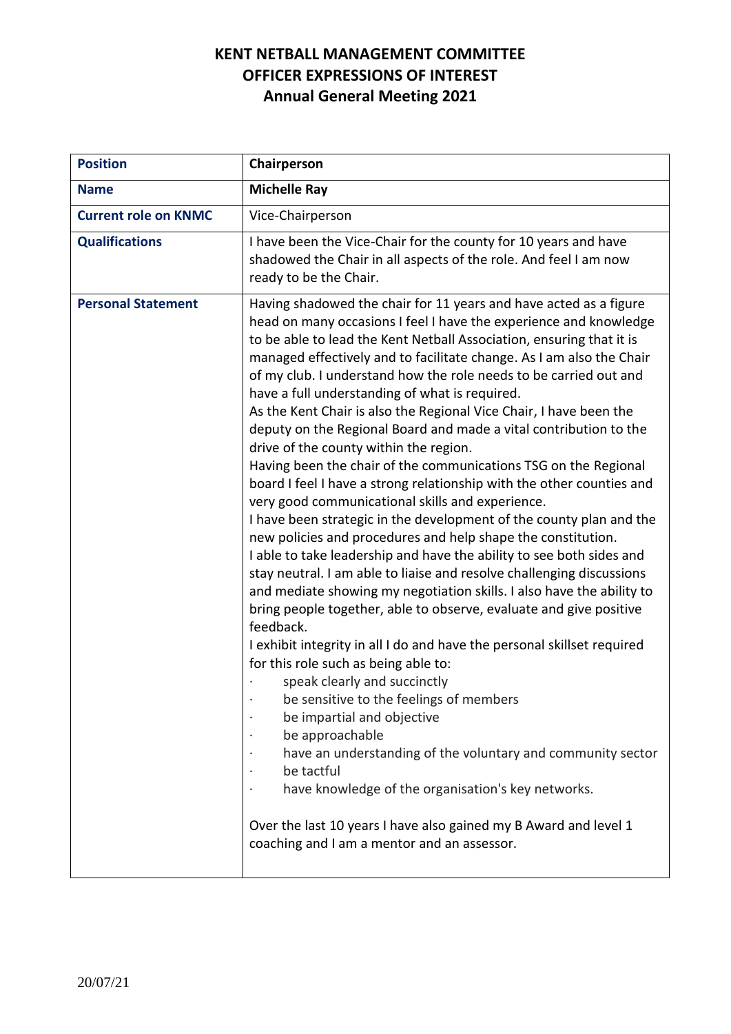# KENT NETBALL MANAGEMENT COMMITTEE
# OFFICER EXPRESSIONS OF INTEREST
# Annual General Meeting 2021

| **Position** | **Chairperson** |
|---|---|
| **Name** | **Michelle Ray** |
| **Current role on KNMC** | Vice-Chairperson |
| **Qualifications** | I have been the Vice-Chair for the county for 10 years and have shadowed the Chair in all aspects of the role. And feel I am now ready to be the Chair. |
| **Personal Statement** | Having shadowed the chair for 11 years and have acted as a figure head on many occasions I feel I have the experience and knowledge to be able to lead the Kent Netball Association, ensuring that it is managed effectively and to facilitate change. As I am also the Chair of my club. I understand how the role needs to be carried out and have a full understanding of what is required.<br>As the Kent Chair is also the Regional Vice Chair, I have been the deputy on the Regional Board and made a vital contribution to the drive of the county within the region.<br>Having been the chair of the communications TSG on the Regional board I feel I have a strong relationship with the other counties and very good communicational skills and experience.<br>I have been strategic in the development of the county plan and the new policies and procedures and help shape the constitution.<br>I able to take leadership and have the ability to see both sides and stay neutral. I am able to liaise and resolve challenging discussions and mediate showing my negotiation skills. I also have the ability to bring people together, able to observe, evaluate and give positive feedback.<br>I exhibit integrity in all I do and have the personal skillset required for this role such as being able to:<br>· speak clearly and succinctly<br>· be sensitive to the feelings of members<br>· be impartial and objective<br>· be approachable<br>· have an understanding of the voluntary and community sector<br>· be tactful<br>· have knowledge of the organisation's key networks.<br><br>Over the last 10 years I have also gained my B Award and level 1 coaching and I am a mentor and an assessor. |

20/07/21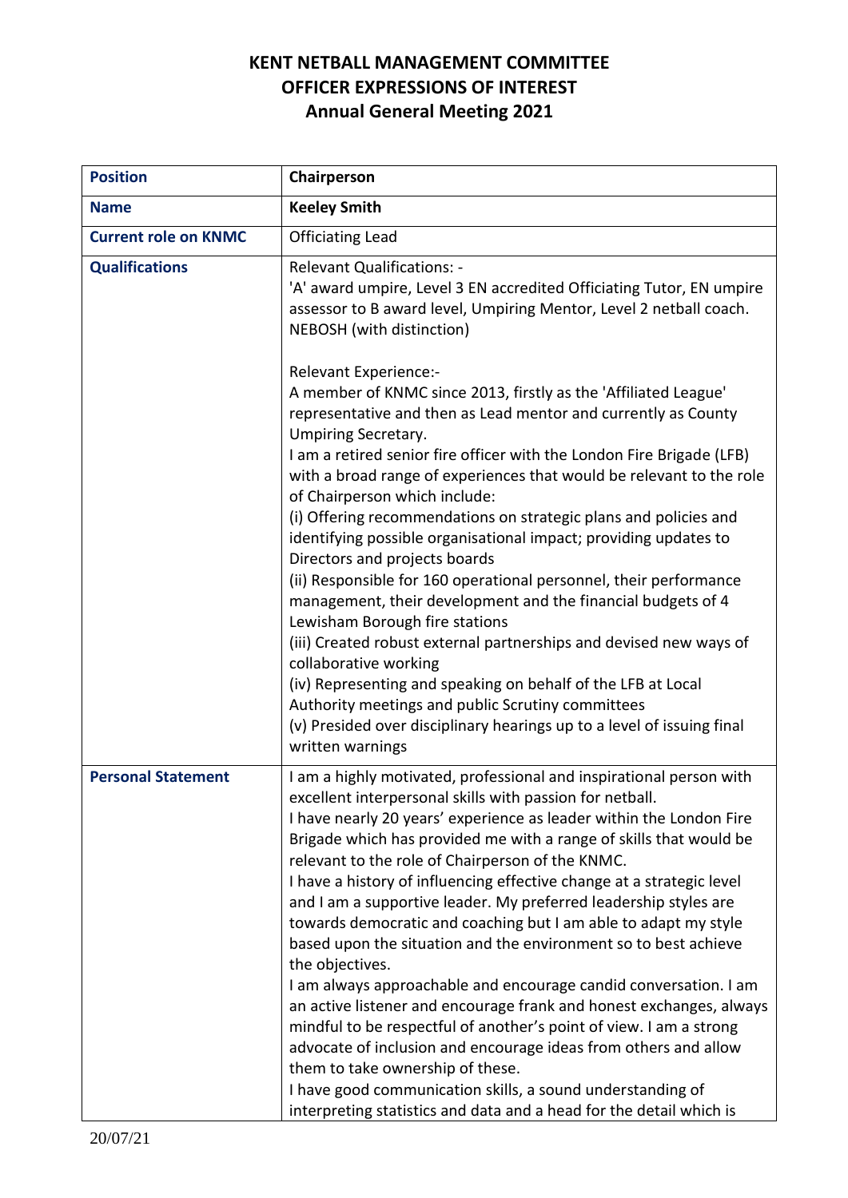# KENT NETBALL MANAGEMENT COMMITTEE
# OFFICER EXPRESSIONS OF INTEREST
# Annual General Meeting 2021

| | |
|---|---|
| **Position** | **Chairperson** |
| **Name** | **Keeley Smith** |
| **Current role on KNMC** | Officiating Lead |
| **Qualifications** | Relevant Qualifications: -<br>'A' award umpire, Level 3 EN accredited Officiating Tutor, EN umpire assessor to B award level, Umpiring Mentor, Level 2 netball coach. NEBOSH (with distinction)<br><br>Relevant Experience:-<br>A member of KNMC since 2013, firstly as the 'Affiliated League' representative and then as Lead mentor and currently as County Umpiring Secretary.<br>I am a retired senior fire officer with the London Fire Brigade (LFB) with a broad range of experiences that would be relevant to the role of Chairperson which include:<br>(i) Offering recommendations on strategic plans and policies and identifying possible organisational impact; providing updates to Directors and projects boards<br>(ii) Responsible for 160 operational personnel, their performance management, their development and the financial budgets of 4 Lewisham Borough fire stations<br>(iii) Created robust external partnerships and devised new ways of collaborative working<br>(iv) Representing and speaking on behalf of the LFB at Local Authority meetings and public Scrutiny committees<br>(v) Presided over disciplinary hearings up to a level of issuing final written warnings |
| **Personal Statement** | I am a highly motivated, professional and inspirational person with excellent interpersonal skills with passion for netball.<br>I have nearly 20 years' experience as leader within the London Fire Brigade which has provided me with a range of skills that would be relevant to the role of Chairperson of the KNMC.<br>I have a history of influencing effective change at a strategic level and I am a supportive leader. My preferred leadership styles are towards democratic and coaching but I am able to adapt my style based upon the situation and the environment so to best achieve the objectives.<br>I am always approachable and encourage candid conversation. I am an active listener and encourage frank and honest exchanges, always mindful to be respectful of another's point of view. I am a strong advocate of inclusion and encourage ideas from others and allow them to take ownership of these.<br>I have good communication skills, a sound understanding of interpreting statistics and data and a head for the detail which is |

20/07/21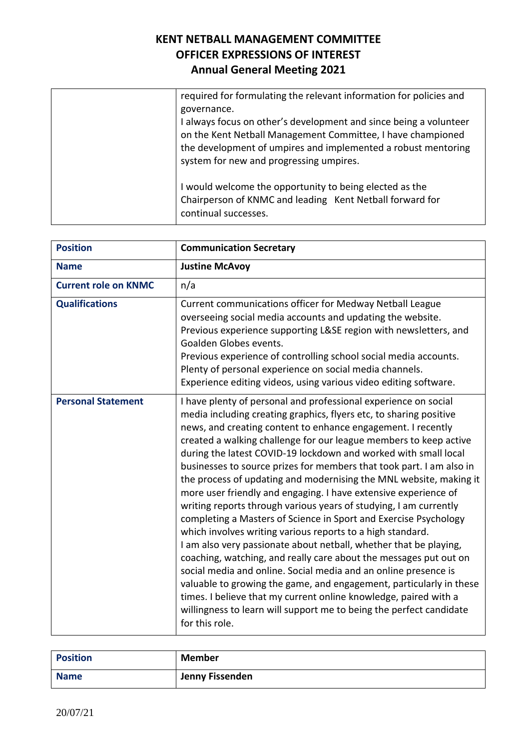| | |
|---|---|
| | required for formulating the relevant information for policies and governance.<br>I always focus on other's development and since being a volunteer on the Kent Netball Management Committee, I have championed the development of umpires and implemented a robust mentoring system for new and progressing umpires.<br><br>I would welcome the opportunity to being elected as the Chairperson of KNMC and leading Kent Netball forward for continual successes. |

| **Position** | **Communication Secretary** |
|---|---|
| **Name** | **Justine McAvoy** |
| **Current role on KNMC** | n/a |
| **Qualifications** | Current communications officer for Medway Netball League overseeing social media accounts and updating the website.<br>Previous experience supporting L&SE region with newsletters, and Goalden Globes events.<br>Previous experience of controlling school social media accounts.<br>Plenty of personal experience on social media channels.<br>Experience editing videos, using various video editing software. |
| **Personal Statement** | I have plenty of personal and professional experience on social media including creating graphics, flyers etc, to sharing positive news, and creating content to enhance engagement. I recently created a walking challenge for our league members to keep active during the latest COVID-19 lockdown and worked with small local businesses to source prizes for members that took part. I am also in the process of updating and modernising the MNL website, making it more user friendly and engaging. I have extensive experience of writing reports through various years of studying, I am currently completing a Masters of Science in Sport and Exercise Psychology which involves writing various reports to a high standard.<br>I am also very passionate about netball, whether that be playing, coaching, watching, and really care about the messages put out on social media and online. Social media and an online presence is valuable to growing the game, and engagement, particularly in these times. I believe that my current online knowledge, paired with a willingness to learn will support me to being the perfect candidate for this role. |

| **Position** | **Member** |
|---|---|
| **Name** | **Jenny Fissenden** |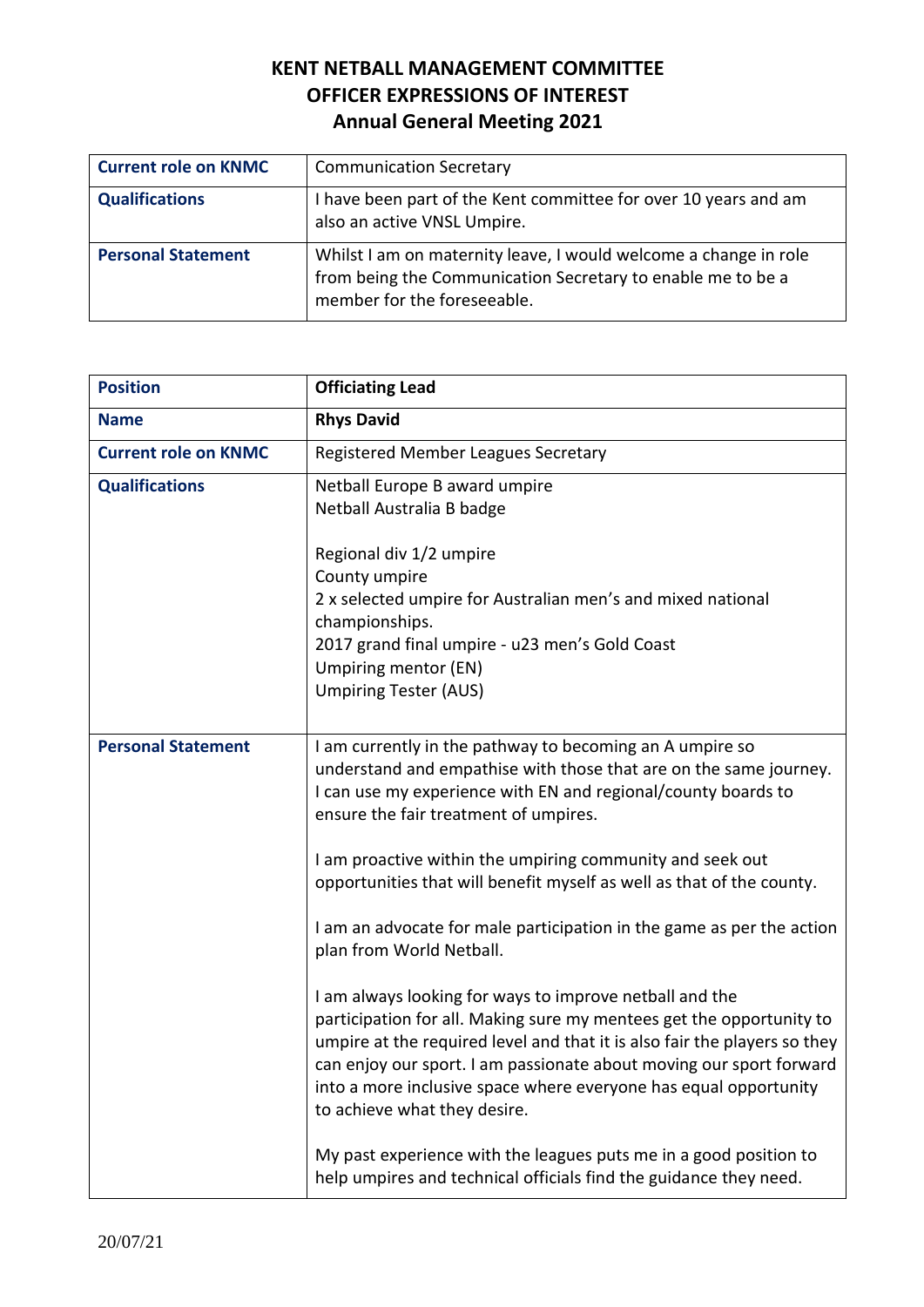# KENT NETBALL MANAGEMENT COMMITTEE
# OFFICER EXPRESSIONS OF INTEREST
# Annual General Meeting 2021

| | |
|---|---|
| **Current role on KNMC** | Communication Secretary |
| **Qualifications** | I have been part of the Kent committee for over 10 years and am also an active VNSL Umpire. |
| **Personal Statement** | Whilst I am on maternity leave, I would welcome a change in role from being the Communication Secretary to enable me to be a member for the foreseeable. |

| **Position** | **Officiating Lead** |
|---|---|
| **Name** | **Rhys David** |
| **Current role on KNMC** | Registered Member Leagues Secretary |
| **Qualifications** | Netball Europe B award umpire<br>Netball Australia B badge<br><br>Regional div 1/2 umpire<br>County umpire<br>2 x selected umpire for Australian men's and mixed national championships.<br>2017 grand final umpire - u23 men's Gold Coast<br>Umpiring mentor (EN)<br>Umpiring Tester (AUS) |
| **Personal Statement** | I am currently in the pathway to becoming an A umpire so understand and empathise with those that are on the same journey. I can use my experience with EN and regional/county boards to ensure the fair treatment of umpires.<br><br>I am proactive within the umpiring community and seek out opportunities that will benefit myself as well as that of the county.<br><br>I am an advocate for male participation in the game as per the action plan from World Netball.<br><br>I am always looking for ways to improve netball and the participation for all. Making sure my mentees get the opportunity to umpire at the required level and that it is also fair the players so they can enjoy our sport. I am passionate about moving our sport forward into a more inclusive space where everyone has equal opportunity to achieve what they desire.<br><br>My past experience with the leagues puts me in a good position to help umpires and technical officials find the guidance they need. |

20/07/21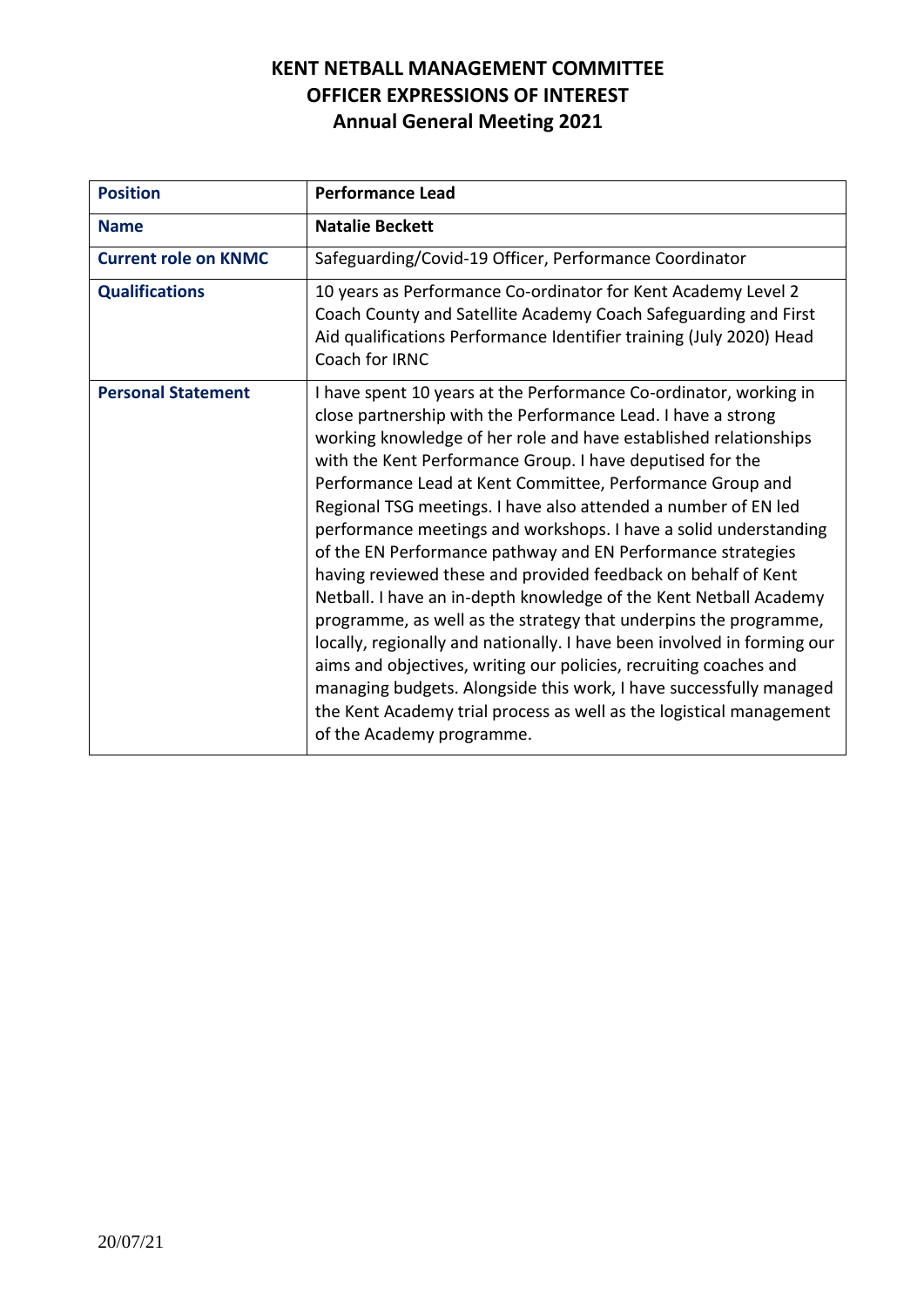# KENT NETBALL MANAGEMENT COMMITTEE
# OFFICER EXPRESSIONS OF INTEREST
# Annual General Meeting 2021

| | |
|---|---|
| **Position** | **Performance Lead** |
| **Name** | **Natalie Beckett** |
| **Current role on KNMC** | Safeguarding/Covid-19 Officer, Performance Coordinator |
| **Qualifications** | 10 years as Performance Co-ordinator for Kent Academy Level 2 Coach County and Satellite Academy Coach Safeguarding and First Aid qualifications Performance Identifier training (July 2020) Head Coach for IRNC |
| **Personal Statement** | I have spent 10 years at the Performance Co-ordinator, working in close partnership with the Performance Lead. I have a strong working knowledge of her role and have established relationships with the Kent Performance Group. I have deputised for the Performance Lead at Kent Committee, Performance Group and Regional TSG meetings. I have also attended a number of EN led performance meetings and workshops. I have a solid understanding of the EN Performance pathway and EN Performance strategies having reviewed these and provided feedback on behalf of Kent Netball. I have an in-depth knowledge of the Kent Netball Academy programme, as well as the strategy that underpins the programme, locally, regionally and nationally. I have been involved in forming our aims and objectives, writing our policies, recruiting coaches and managing budgets. Alongside this work, I have successfully managed the Kent Academy trial process as well as the logistical management of the Academy programme. |

20/07/21